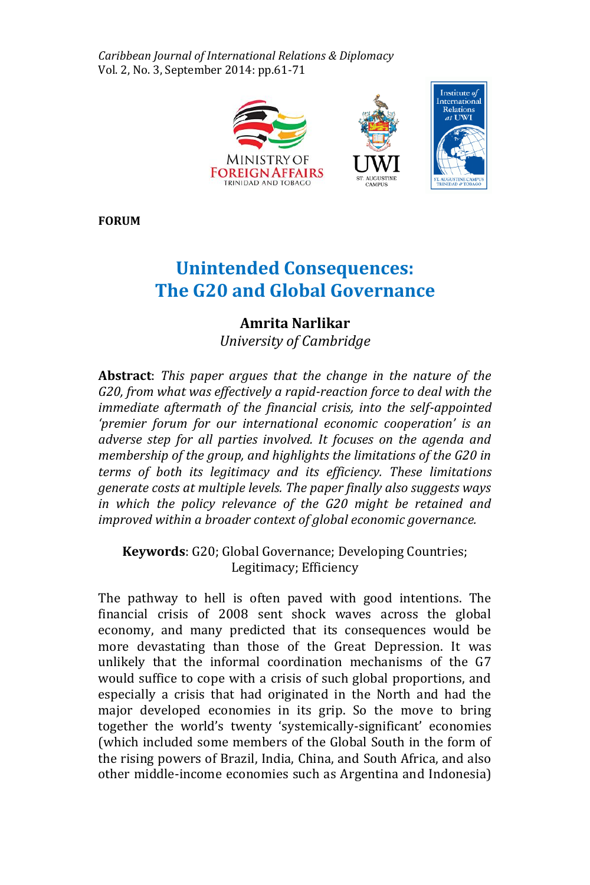**FORUM**

# Unintended Consequences: The G20 and Global Governance

**Amrita Narlikar**
*University of Cambridge*

**Abstract**: *This paper argues that the change in the nature of the G20, from what was effectively a rapid-reaction force to deal with the immediate aftermath of the financial crisis, into the self-appointed 'premier forum for our international economic cooperation' is an adverse step for all parties involved. It focuses on the agenda and membership of the group, and highlights the limitations of the G20 in terms of both its legitimacy and its efficiency. These limitations generate costs at multiple levels. The paper finally also suggests ways in which the policy relevance of the G20 might be retained and improved within a broader context of global economic governance.*

**Keywords**: G20; Global Governance; Developing Countries; Legitimacy; Efficiency

The pathway to hell is often paved with good intentions. The financial crisis of 2008 sent shock waves across the global economy, and many predicted that its consequences would be more devastating than those of the Great Depression. It was unlikely that the informal coordination mechanisms of the G7 would suffice to cope with a crisis of such global proportions, and especially a crisis that had originated in the North and had the major developed economies in its grip. So the move to bring together the world's twenty 'systemically-significant' economies (which included some members of the Global South in the form of the rising powers of Brazil, India, China, and South Africa, and also other middle-income economies such as Argentina and Indonesia)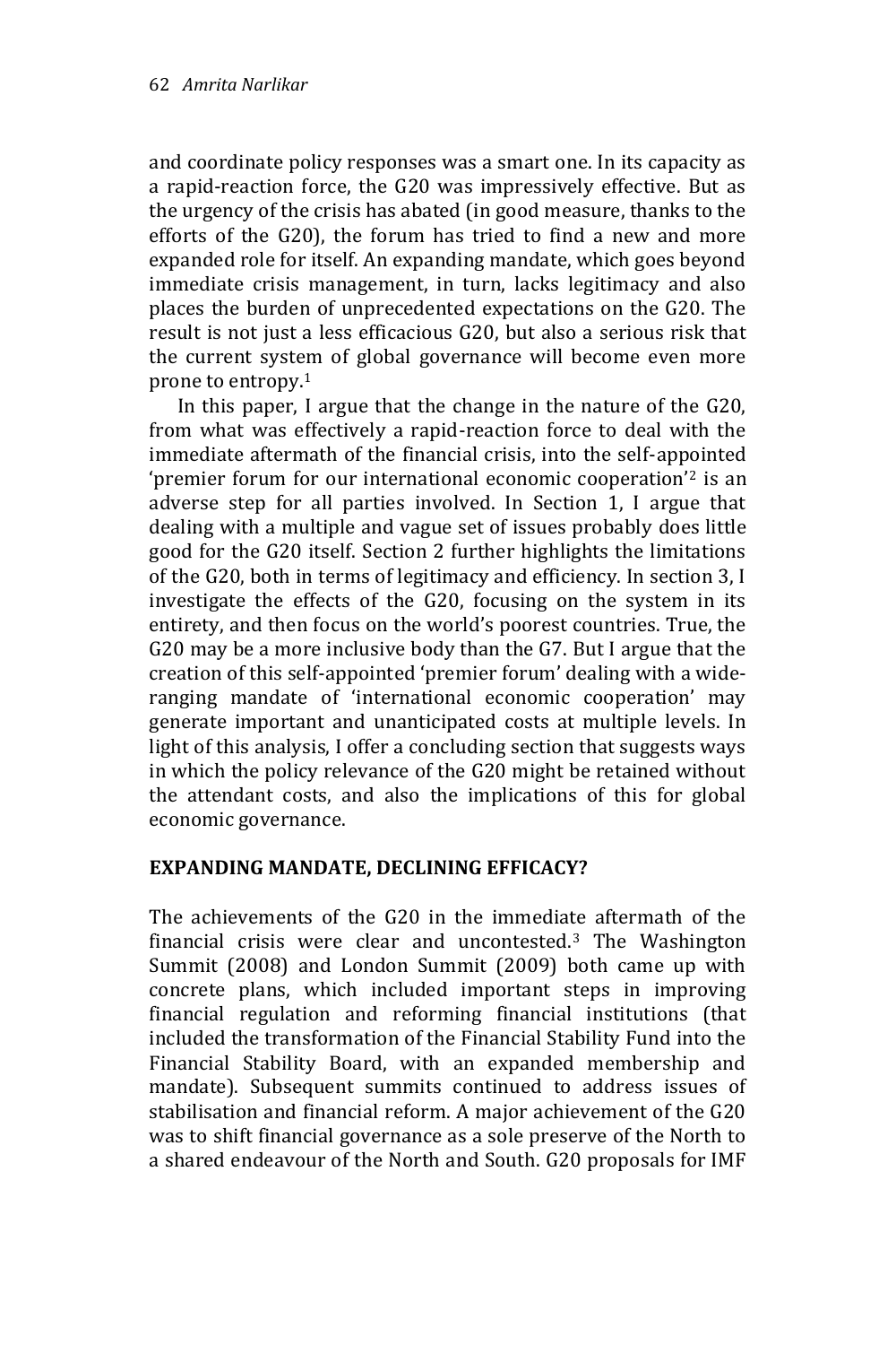and coordinate policy responses was a smart one. In its capacity as a rapid-reaction force, the G20 was impressively effective. But as the urgency of the crisis has abated (in good measure, thanks to the efforts of the G20), the forum has tried to find a new and more expanded role for itself. An expanding mandate, which goes beyond immediate crisis management, in turn, lacks legitimacy and also places the burden of unprecedented expectations on the G20. The result is not just a less efficacious G20, but also a serious risk that the current system of global governance will become even more prone to entropy.[1]

In this paper, I argue that the change in the nature of the G20, from what was effectively a rapid-reaction force to deal with the immediate aftermath of the financial crisis, into the self-appointed 'premier forum for our international economic cooperation'[2] is an adverse step for all parties involved. In Section 1, I argue that dealing with a multiple and vague set of issues probably does little good for the G20 itself. Section 2 further highlights the limitations of the G20, both in terms of legitimacy and efficiency. In section 3, I investigate the effects of the G20, focusing on the system in its entirety, and then focus on the world's poorest countries. True, the G20 may be a more inclusive body than the G7. But I argue that the creation of this self-appointed 'premier forum' dealing with a wide-ranging mandate of 'international economic cooperation' may generate important and unanticipated costs at multiple levels. In light of this analysis, I offer a concluding section that suggests ways in which the policy relevance of the G20 might be retained without the attendant costs, and also the implications of this for global economic governance.

## EXPANDING MANDATE, DECLINING EFFICACY?

The achievements of the G20 in the immediate aftermath of the financial crisis were clear and uncontested.[3] The Washington Summit (2008) and London Summit (2009) both came up with concrete plans, which included important steps in improving financial regulation and reforming financial institutions (that included the transformation of the Financial Stability Fund into the Financial Stability Board, with an expanded membership and mandate). Subsequent summits continued to address issues of stabilisation and financial reform. A major achievement of the G20 was to shift financial governance as a sole preserve of the North to a shared endeavour of the North and South. G20 proposals for IMF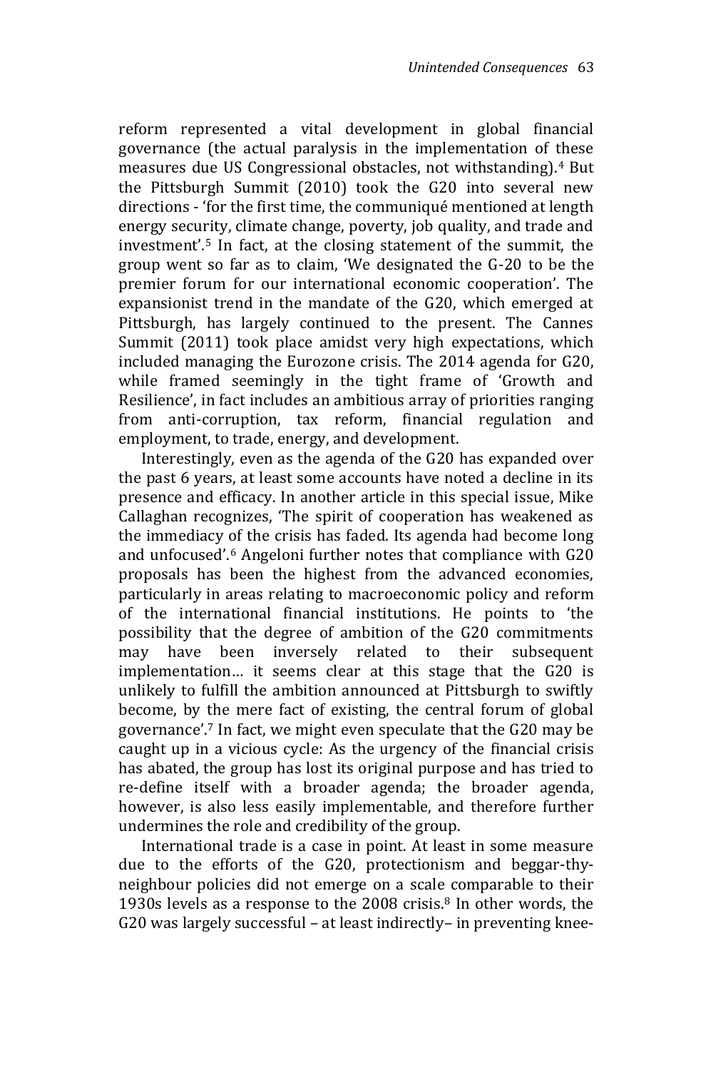reform represented a vital development in global financial governance (the actual paralysis in the implementation of these measures due US Congressional obstacles, not withstanding).[4] But the Pittsburgh Summit (2010) took the G20 into several new directions - 'for the first time, the communiqué mentioned at length energy security, climate change, poverty, job quality, and trade and investment'.[5] In fact, at the closing statement of the summit, the group went so far as to claim, 'We designated the G-20 to be the premier forum for our international economic cooperation'. The expansionist trend in the mandate of the G20, which emerged at Pittsburgh, has largely continued to the present. The Cannes Summit (2011) took place amidst very high expectations, which included managing the Eurozone crisis. The 2014 agenda for G20, while framed seemingly in the tight frame of 'Growth and Resilience', in fact includes an ambitious array of priorities ranging from anti-corruption, tax reform, financial regulation and employment, to trade, energy, and development.

Interestingly, even as the agenda of the G20 has expanded over the past 6 years, at least some accounts have noted a decline in its presence and efficacy. In another article in this special issue, Mike Callaghan recognizes, 'The spirit of cooperation has weakened as the immediacy of the crisis has faded. Its agenda had become long and unfocused'.[6] Angeloni further notes that compliance with G20 proposals has been the highest from the advanced economies, particularly in areas relating to macroeconomic policy and reform of the international financial institutions. He points to 'the possibility that the degree of ambition of the G20 commitments may have been inversely related to their subsequent implementation… it seems clear at this stage that the G20 is unlikely to fulfill the ambition announced at Pittsburgh to swiftly become, by the mere fact of existing, the central forum of global governance'.[7] In fact, we might even speculate that the G20 may be caught up in a vicious cycle: As the urgency of the financial crisis has abated, the group has lost its original purpose and has tried to re-define itself with a broader agenda; the broader agenda, however, is also less easily implementable, and therefore further undermines the role and credibility of the group.

International trade is a case in point. At least in some measure due to the efforts of the G20, protectionism and beggar-thy-neighbour policies did not emerge on a scale comparable to their 1930s levels as a response to the 2008 crisis.[8] In other words, the G20 was largely successful – at least indirectly– in preventing knee-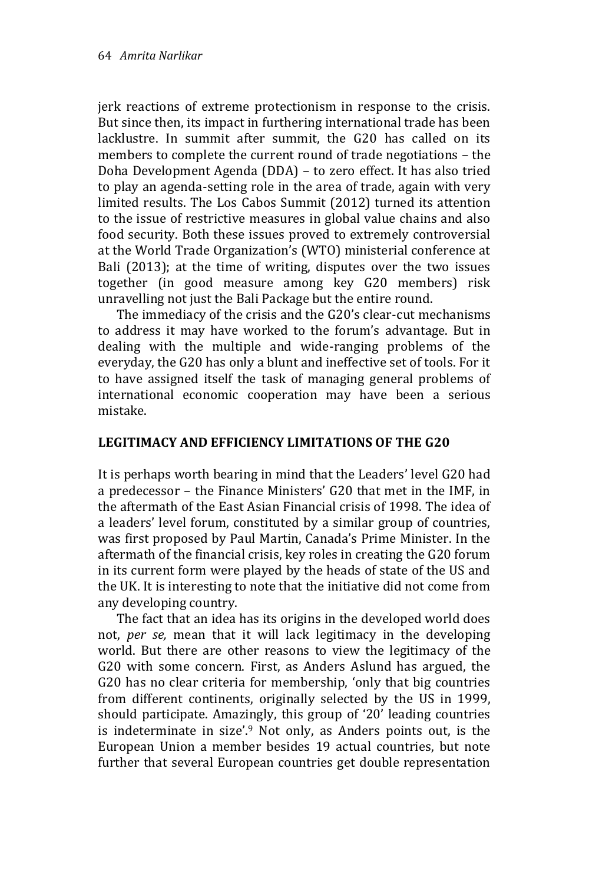jerk reactions of extreme protectionism in response to the crisis. But since then, its impact in furthering international trade has been lacklustre. In summit after summit, the G20 has called on its members to complete the current round of trade negotiations – the Doha Development Agenda (DDA) – to zero effect. It has also tried to play an agenda-setting role in the area of trade, again with very limited results. The Los Cabos Summit (2012) turned its attention to the issue of restrictive measures in global value chains and also food security. Both these issues proved to extremely controversial at the World Trade Organization's (WTO) ministerial conference at Bali (2013); at the time of writing, disputes over the two issues together (in good measure among key G20 members) risk unravelling not just the Bali Package but the entire round.

The immediacy of the crisis and the G20's clear-cut mechanisms to address it may have worked to the forum's advantage. But in dealing with the multiple and wide-ranging problems of the everyday, the G20 has only a blunt and ineffective set of tools. For it to have assigned itself the task of managing general problems of international economic cooperation may have been a serious mistake.

## LEGITIMACY AND EFFICIENCY LIMITATIONS OF THE G20

It is perhaps worth bearing in mind that the Leaders' level G20 had a predecessor – the Finance Ministers' G20 that met in the IMF, in the aftermath of the East Asian Financial crisis of 1998. The idea of a leaders' level forum, constituted by a similar group of countries, was first proposed by Paul Martin, Canada's Prime Minister. In the aftermath of the financial crisis, key roles in creating the G20 forum in its current form were played by the heads of state of the US and the UK. It is interesting to note that the initiative did not come from any developing country.

The fact that an idea has its origins in the developed world does not, *per se,* mean that it will lack legitimacy in the developing world. But there are other reasons to view the legitimacy of the G20 with some concern. First, as Anders Aslund has argued, the G20 has no clear criteria for membership, 'only that big countries from different continents, originally selected by the US in 1999, should participate. Amazingly, this group of '20' leading countries is indeterminate in size'.[9] Not only, as Anders points out, is the European Union a member besides 19 actual countries, but note further that several European countries get double representation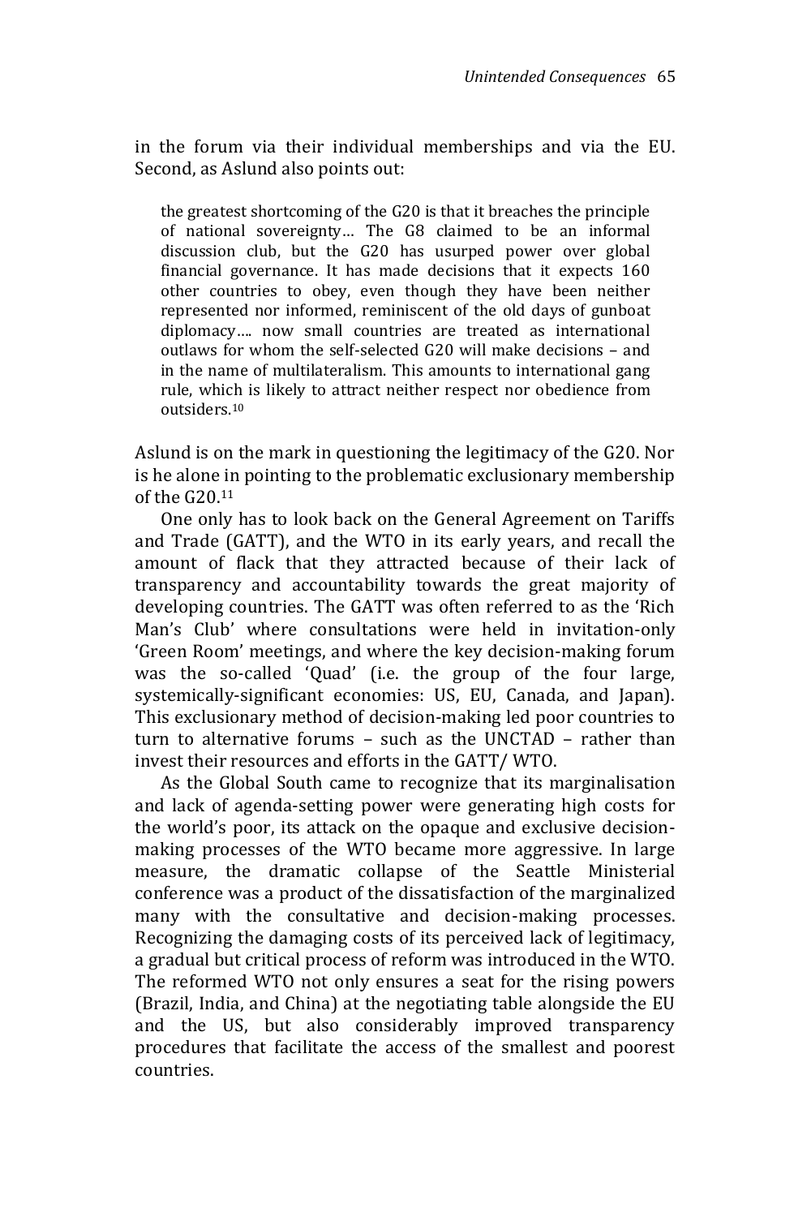in the forum via their individual memberships and via the EU. Second, as Aslund also points out:

> the greatest shortcoming of the G20 is that it breaches the principle of national sovereignty… The G8 claimed to be an informal discussion club, but the G20 has usurped power over global financial governance. It has made decisions that it expects 160 other countries to obey, even though they have been neither represented nor informed, reminiscent of the old days of gunboat diplomacy…. now small countries are treated as international outlaws for whom the self-selected G20 will make decisions – and in the name of multilateralism. This amounts to international gang rule, which is likely to attract neither respect nor obedience from outsiders.[10]

Aslund is on the mark in questioning the legitimacy of the G20. Nor is he alone in pointing to the problematic exclusionary membership of the G20.[11]

One only has to look back on the General Agreement on Tariffs and Trade (GATT), and the WTO in its early years, and recall the amount of flack that they attracted because of their lack of transparency and accountability towards the great majority of developing countries. The GATT was often referred to as the 'Rich Man's Club' where consultations were held in invitation-only 'Green Room' meetings, and where the key decision-making forum was the so-called 'Quad' (i.e. the group of the four large, systemically-significant economies: US, EU, Canada, and Japan). This exclusionary method of decision-making led poor countries to turn to alternative forums – such as the UNCTAD – rather than invest their resources and efforts in the GATT/ WTO.

As the Global South came to recognize that its marginalisation and lack of agenda-setting power were generating high costs for the world's poor, its attack on the opaque and exclusive decision-making processes of the WTO became more aggressive. In large measure, the dramatic collapse of the Seattle Ministerial conference was a product of the dissatisfaction of the marginalized many with the consultative and decision-making processes. Recognizing the damaging costs of its perceived lack of legitimacy, a gradual but critical process of reform was introduced in the WTO. The reformed WTO not only ensures a seat for the rising powers (Brazil, India, and China) at the negotiating table alongside the EU and the US, but also considerably improved transparency procedures that facilitate the access of the smallest and poorest countries.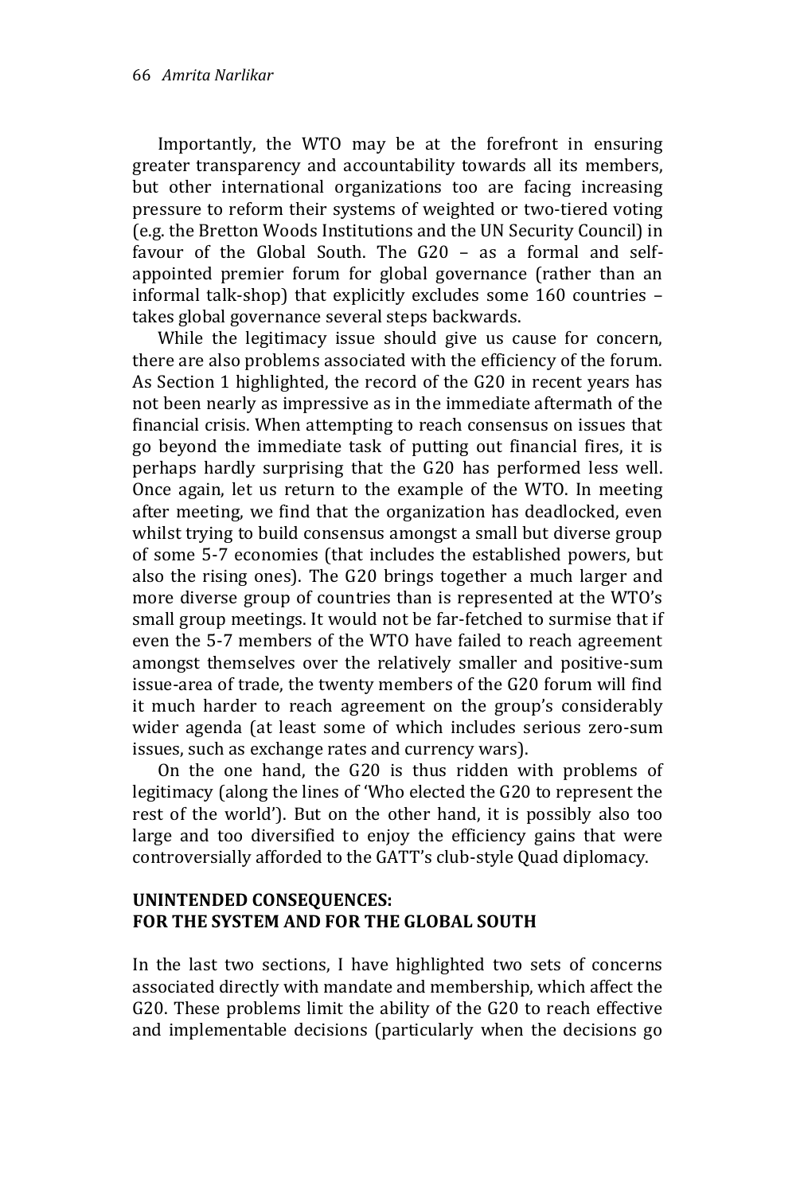Importantly, the WTO may be at the forefront in ensuring greater transparency and accountability towards all its members, but other international organizations too are facing increasing pressure to reform their systems of weighted or two-tiered voting (e.g. the Bretton Woods Institutions and the UN Security Council) in favour of the Global South. The G20 – as a formal and self-appointed premier forum for global governance (rather than an informal talk-shop) that explicitly excludes some 160 countries – takes global governance several steps backwards.

While the legitimacy issue should give us cause for concern, there are also problems associated with the efficiency of the forum. As Section 1 highlighted, the record of the G20 in recent years has not been nearly as impressive as in the immediate aftermath of the financial crisis. When attempting to reach consensus on issues that go beyond the immediate task of putting out financial fires, it is perhaps hardly surprising that the G20 has performed less well. Once again, let us return to the example of the WTO. In meeting after meeting, we find that the organization has deadlocked, even whilst trying to build consensus amongst a small but diverse group of some 5-7 economies (that includes the established powers, but also the rising ones). The G20 brings together a much larger and more diverse group of countries than is represented at the WTO's small group meetings. It would not be far-fetched to surmise that if even the 5-7 members of the WTO have failed to reach agreement amongst themselves over the relatively smaller and positive-sum issue-area of trade, the twenty members of the G20 forum will find it much harder to reach agreement on the group's considerably wider agenda (at least some of which includes serious zero-sum issues, such as exchange rates and currency wars).

On the one hand, the G20 is thus ridden with problems of legitimacy (along the lines of 'Who elected the G20 to represent the rest of the world'). But on the other hand, it is possibly also too large and too diversified to enjoy the efficiency gains that were controversially afforded to the GATT's club-style Quad diplomacy.

## UNINTENDED CONSEQUENCES: FOR THE SYSTEM AND FOR THE GLOBAL SOUTH

In the last two sections, I have highlighted two sets of concerns associated directly with mandate and membership, which affect the G20. These problems limit the ability of the G20 to reach effective and implementable decisions (particularly when the decisions go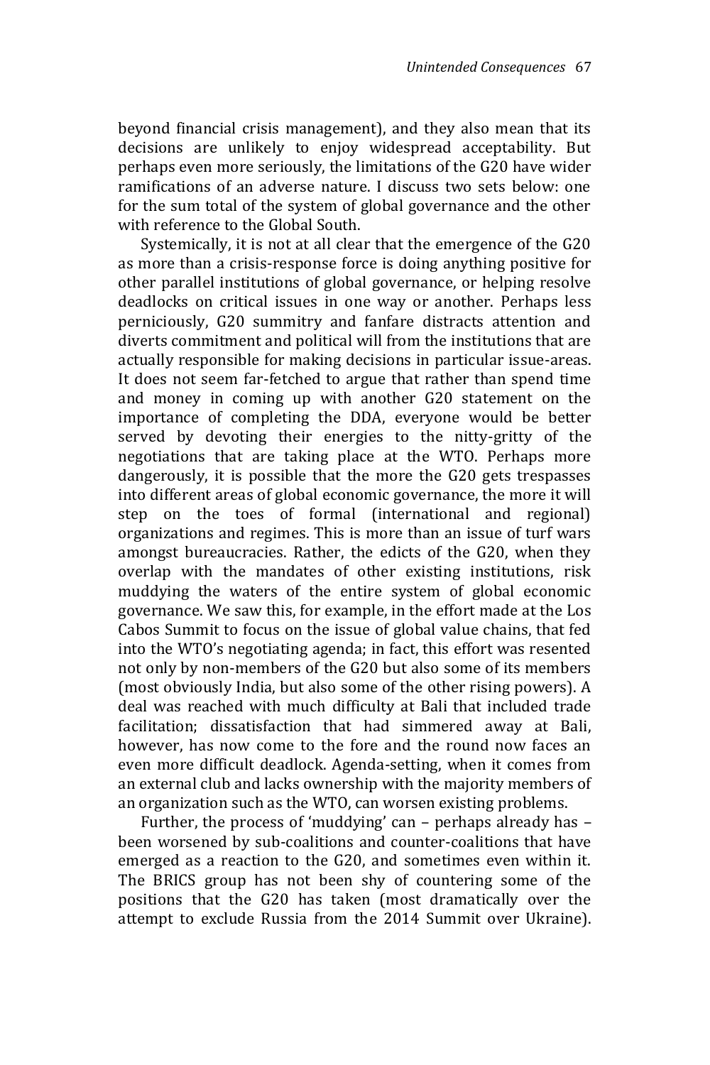beyond financial crisis management), and they also mean that its decisions are unlikely to enjoy widespread acceptability. But perhaps even more seriously, the limitations of the G20 have wider ramifications of an adverse nature. I discuss two sets below: one for the sum total of the system of global governance and the other with reference to the Global South.

Systemically, it is not at all clear that the emergence of the G20 as more than a crisis-response force is doing anything positive for other parallel institutions of global governance, or helping resolve deadlocks on critical issues in one way or another. Perhaps less perniciously, G20 summitry and fanfare distracts attention and diverts commitment and political will from the institutions that are actually responsible for making decisions in particular issue-areas. It does not seem far-fetched to argue that rather than spend time and money in coming up with another G20 statement on the importance of completing the DDA, everyone would be better served by devoting their energies to the nitty-gritty of the negotiations that are taking place at the WTO. Perhaps more dangerously, it is possible that the more the G20 gets trespasses into different areas of global economic governance, the more it will step on the toes of formal (international and regional) organizations and regimes. This is more than an issue of turf wars amongst bureaucracies. Rather, the edicts of the G20, when they overlap with the mandates of other existing institutions, risk muddying the waters of the entire system of global economic governance. We saw this, for example, in the effort made at the Los Cabos Summit to focus on the issue of global value chains, that fed into the WTO's negotiating agenda; in fact, this effort was resented not only by non-members of the G20 but also some of its members (most obviously India, but also some of the other rising powers). A deal was reached with much difficulty at Bali that included trade facilitation; dissatisfaction that had simmered away at Bali, however, has now come to the fore and the round now faces an even more difficult deadlock. Agenda-setting, when it comes from an external club and lacks ownership with the majority members of an organization such as the WTO, can worsen existing problems.

Further, the process of 'muddying' can – perhaps already has – been worsened by sub-coalitions and counter-coalitions that have emerged as a reaction to the G20, and sometimes even within it. The BRICS group has not been shy of countering some of the positions that the G20 has taken (most dramatically over the attempt to exclude Russia from the 2014 Summit over Ukraine).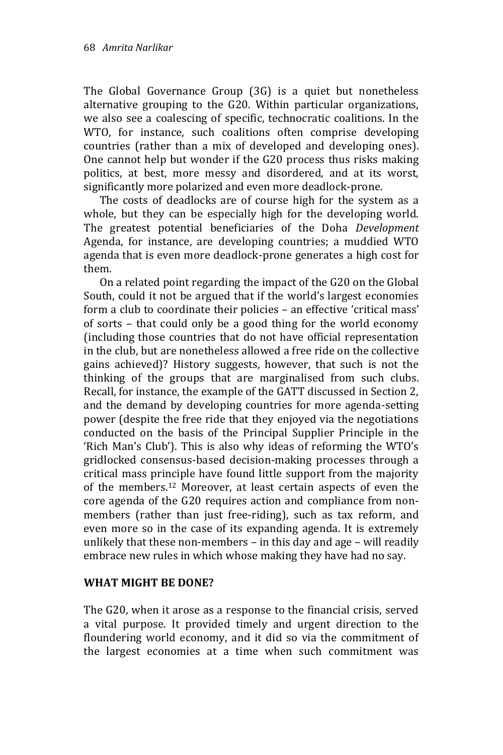The Global Governance Group (3G) is a quiet but nonetheless alternative grouping to the G20. Within particular organizations, we also see a coalescing of specific, technocratic coalitions. In the WTO, for instance, such coalitions often comprise developing countries (rather than a mix of developed and developing ones). One cannot help but wonder if the G20 process thus risks making politics, at best, more messy and disordered, and at its worst, significantly more polarized and even more deadlock-prone.

The costs of deadlocks are of course high for the system as a whole, but they can be especially high for the developing world. The greatest potential beneficiaries of the Doha *Development* Agenda, for instance, are developing countries; a muddied WTO agenda that is even more deadlock-prone generates a high cost for them.

On a related point regarding the impact of the G20 on the Global South, could it not be argued that if the world's largest economies form a club to coordinate their policies – an effective 'critical mass' of sorts – that could only be a good thing for the world economy (including those countries that do not have official representation in the club, but are nonetheless allowed a free ride on the collective gains achieved)? History suggests, however, that such is not the thinking of the groups that are marginalised from such clubs. Recall, for instance, the example of the GATT discussed in Section 2, and the demand by developing countries for more agenda-setting power (despite the free ride that they enjoyed via the negotiations conducted on the basis of the Principal Supplier Principle in the 'Rich Man's Club'). This is also why ideas of reforming the WTO's gridlocked consensus-based decision-making processes through a critical mass principle have found little support from the majority of the members.[12] Moreover, at least certain aspects of even the core agenda of the G20 requires action and compliance from non-members (rather than just free-riding), such as tax reform, and even more so in the case of its expanding agenda. It is extremely unlikely that these non-members – in this day and age – will readily embrace new rules in which whose making they have had no say.

## WHAT MIGHT BE DONE?

The G20, when it arose as a response to the financial crisis, served a vital purpose. It provided timely and urgent direction to the floundering world economy, and it did so via the commitment of the largest economies at a time when such commitment was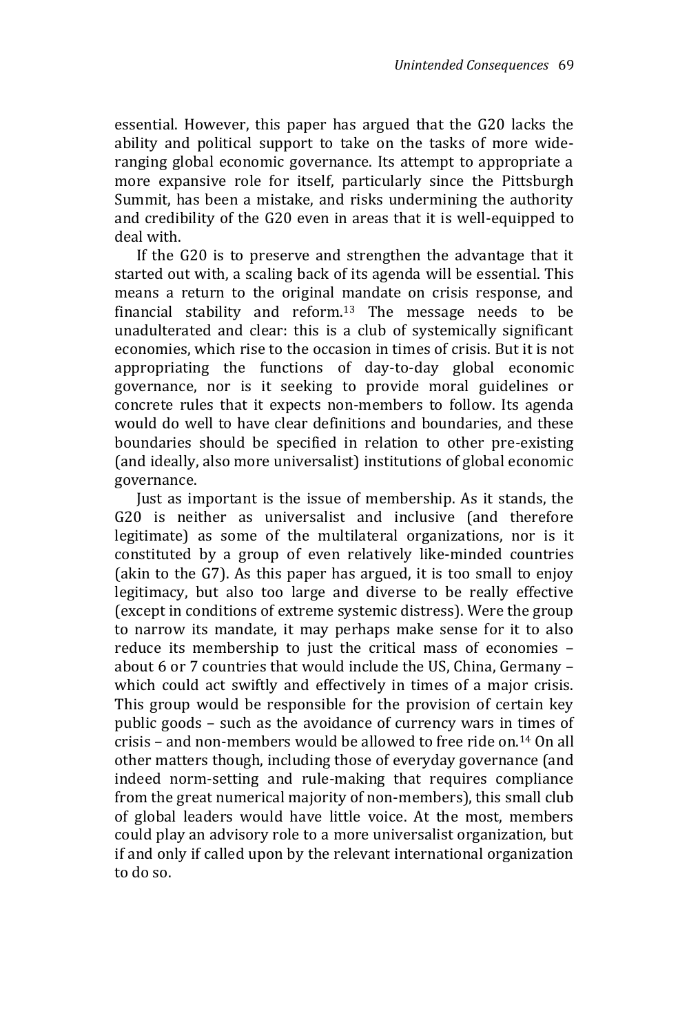essential. However, this paper has argued that the G20 lacks the ability and political support to take on the tasks of more wide-ranging global economic governance. Its attempt to appropriate a more expansive role for itself, particularly since the Pittsburgh Summit, has been a mistake, and risks undermining the authority and credibility of the G20 even in areas that it is well-equipped to deal with.

If the G20 is to preserve and strengthen the advantage that it started out with, a scaling back of its agenda will be essential. This means a return to the original mandate on crisis response, and financial stability and reform.[13] The message needs to be unadulterated and clear: this is a club of systemically significant economies, which rise to the occasion in times of crisis. But it is not appropriating the functions of day-to-day global economic governance, nor is it seeking to provide moral guidelines or concrete rules that it expects non-members to follow. Its agenda would do well to have clear definitions and boundaries, and these boundaries should be specified in relation to other pre-existing (and ideally, also more universalist) institutions of global economic governance.

Just as important is the issue of membership. As it stands, the G20 is neither as universalist and inclusive (and therefore legitimate) as some of the multilateral organizations, nor is it constituted by a group of even relatively like-minded countries (akin to the G7). As this paper has argued, it is too small to enjoy legitimacy, but also too large and diverse to be really effective (except in conditions of extreme systemic distress). Were the group to narrow its mandate, it may perhaps make sense for it to also reduce its membership to just the critical mass of economies – about 6 or 7 countries that would include the US, China, Germany – which could act swiftly and effectively in times of a major crisis. This group would be responsible for the provision of certain key public goods – such as the avoidance of currency wars in times of crisis – and non-members would be allowed to free ride on.[14] On all other matters though, including those of everyday governance (and indeed norm-setting and rule-making that requires compliance from the great numerical majority of non-members), this small club of global leaders would have little voice. At the most, members could play an advisory role to a more universalist organization, but if and only if called upon by the relevant international organization to do so.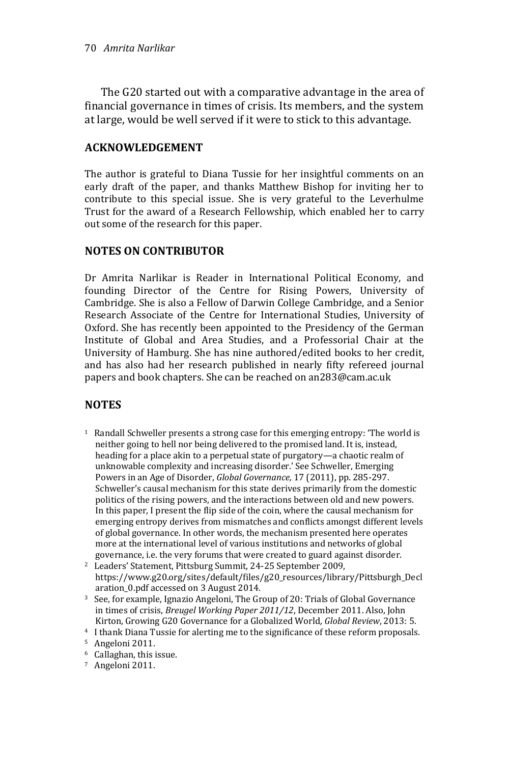The G20 started out with a comparative advantage in the area of financial governance in times of crisis. Its members, and the system at large, would be well served if it were to stick to this advantage.

## ACKNOWLEDGEMENT

The author is grateful to Diana Tussie for her insightful comments on an early draft of the paper, and thanks Matthew Bishop for inviting her to contribute to this special issue. She is very grateful to the Leverhulme Trust for the award of a Research Fellowship, which enabled her to carry out some of the research for this paper.

## NOTES ON CONTRIBUTOR

Dr Amrita Narlikar is Reader in International Political Economy, and founding Director of the Centre for Rising Powers, University of Cambridge. She is also a Fellow of Darwin College Cambridge, and a Senior Research Associate of the Centre for International Studies, University of Oxford. She has recently been appointed to the Presidency of the German Institute of Global and Area Studies, and a Professorial Chair at the University of Hamburg. She has nine authored/edited books to her credit, and has also had her research published in nearly fifty refereed journal papers and book chapters. She can be reached on an283@cam.ac.uk

## NOTES

1. Randall Schweller presents a strong case for this emerging entropy: 'The world is neither going to hell nor being delivered to the promised land. It is, instead, heading for a place akin to a perpetual state of purgatory—a chaotic realm of unknowable complexity and increasing disorder.' See Schweller, Emerging Powers in an Age of Disorder, *Global Governance,* 17 (2011), pp. 285-297. Schweller's causal mechanism for this state derives primarily from the domestic politics of the rising powers, and the interactions between old and new powers. In this paper, I present the flip side of the coin, where the causal mechanism for emerging entropy derives from mismatches and conflicts amongst different levels of global governance. In other words, the mechanism presented here operates more at the international level of various institutions and networks of global governance, i.e. the very forums that were created to guard against disorder.
2. Leaders' Statement, Pittsburg Summit, 24-25 September 2009, https://www.g20.org/sites/default/files/g20_resources/library/Pittsburgh_Declaration_0.pdf accessed on 3 August 2014.
3. See, for example, Ignazio Angeloni, The Group of 20: Trials of Global Governance in times of crisis, *Breugel Working Paper 2011/12*, December 2011. Also, John Kirton, Growing G20 Governance for a Globalized World*, Global Review*, 2013: 5.
4. I thank Diana Tussie for alerting me to the significance of these reform proposals.
5. Angeloni 2011.
6. Callaghan, this issue.
7. Angeloni 2011.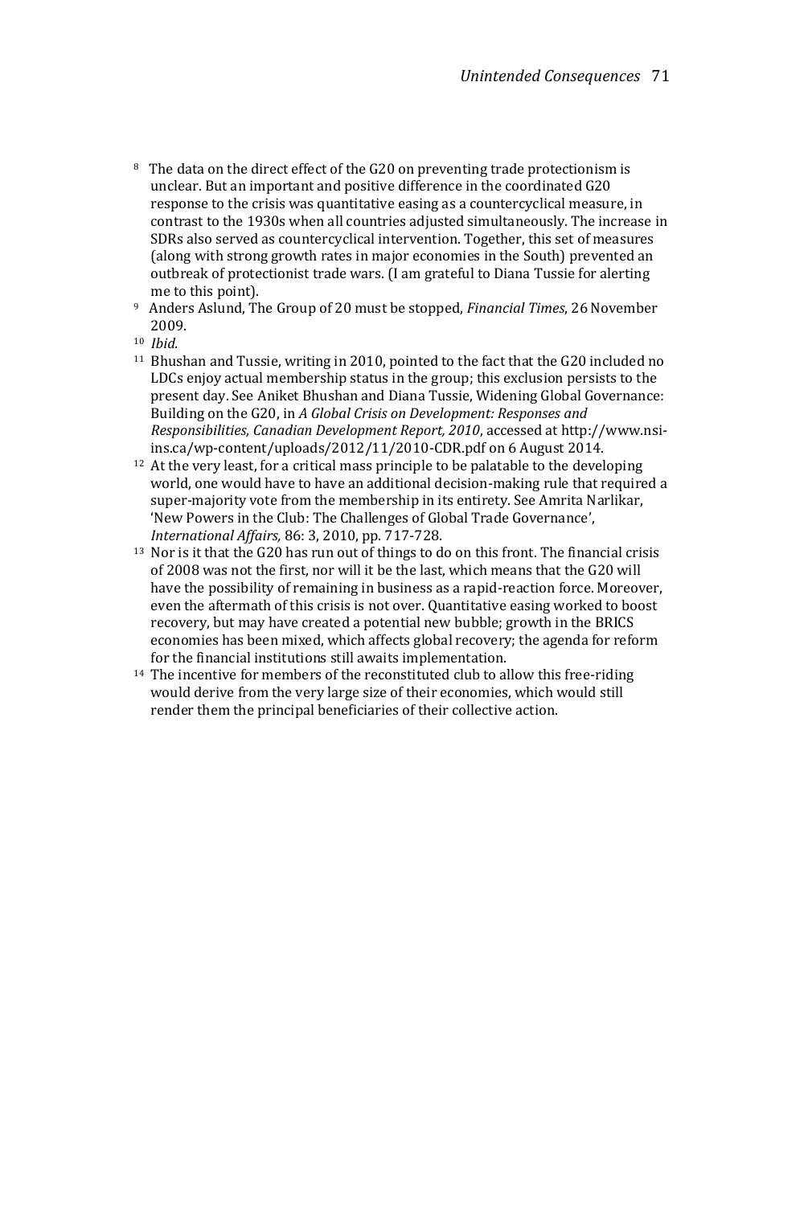[8] The data on the direct effect of the G20 on preventing trade protectionism is unclear. But an important and positive difference in the coordinated G20 response to the crisis was quantitative easing as a countercyclical measure, in contrast to the 1930s when all countries adjusted simultaneously. The increase in SDRs also served as countercyclical intervention. Together, this set of measures (along with strong growth rates in major economies in the South) prevented an outbreak of protectionist trade wars. (I am grateful to Diana Tussie for alerting me to this point).

[9] Anders Aslund, The Group of 20 must be stopped, *Financial Times*, 26 November 2009.

[10] *Ibid.*

[11] Bhushan and Tussie, writing in 2010, pointed to the fact that the G20 included no LDCs enjoy actual membership status in the group; this exclusion persists to the present day. See Aniket Bhushan and Diana Tussie, Widening Global Governance: Building on the G20, in *A Global Crisis on Development: Responses and Responsibilities, Canadian Development Report, 2010*, accessed at http://www.nsi-ins.ca/wp-content/uploads/2012/11/2010-CDR.pdf on 6 August 2014.

[12] At the very least, for a critical mass principle to be palatable to the developing world, one would have to have an additional decision-making rule that required a super-majority vote from the membership in its entirety. See Amrita Narlikar, 'New Powers in the Club: The Challenges of Global Trade Governance', *International Affairs,* 86: 3, 2010, pp. 717-728.

[13] Nor is it that the G20 has run out of things to do on this front. The financial crisis of 2008 was not the first, nor will it be the last, which means that the G20 will have the possibility of remaining in business as a rapid-reaction force. Moreover, even the aftermath of this crisis is not over. Quantitative easing worked to boost recovery, but may have created a potential new bubble; growth in the BRICS economies has been mixed, which affects global recovery; the agenda for reform for the financial institutions still awaits implementation.

[14] The incentive for members of the reconstituted club to allow this free-riding would derive from the very large size of their economies, which would still render them the principal beneficiaries of their collective action.